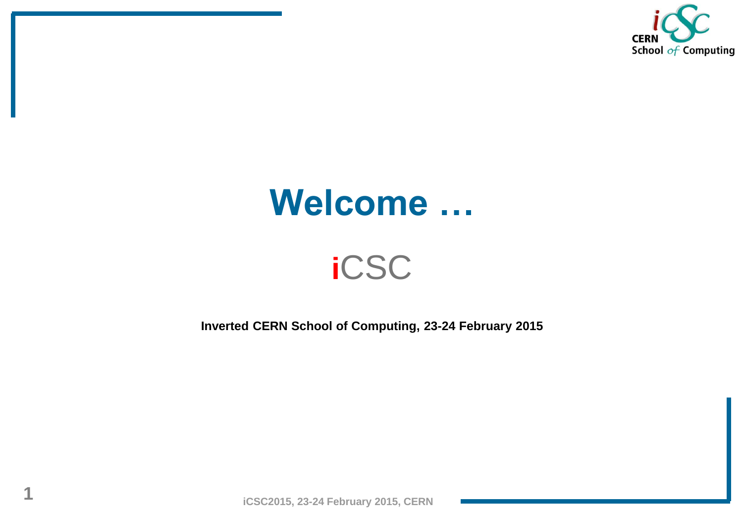# Welcome …

## iCSC

**Inverted CERN School of Computing, 23-24 February 2015**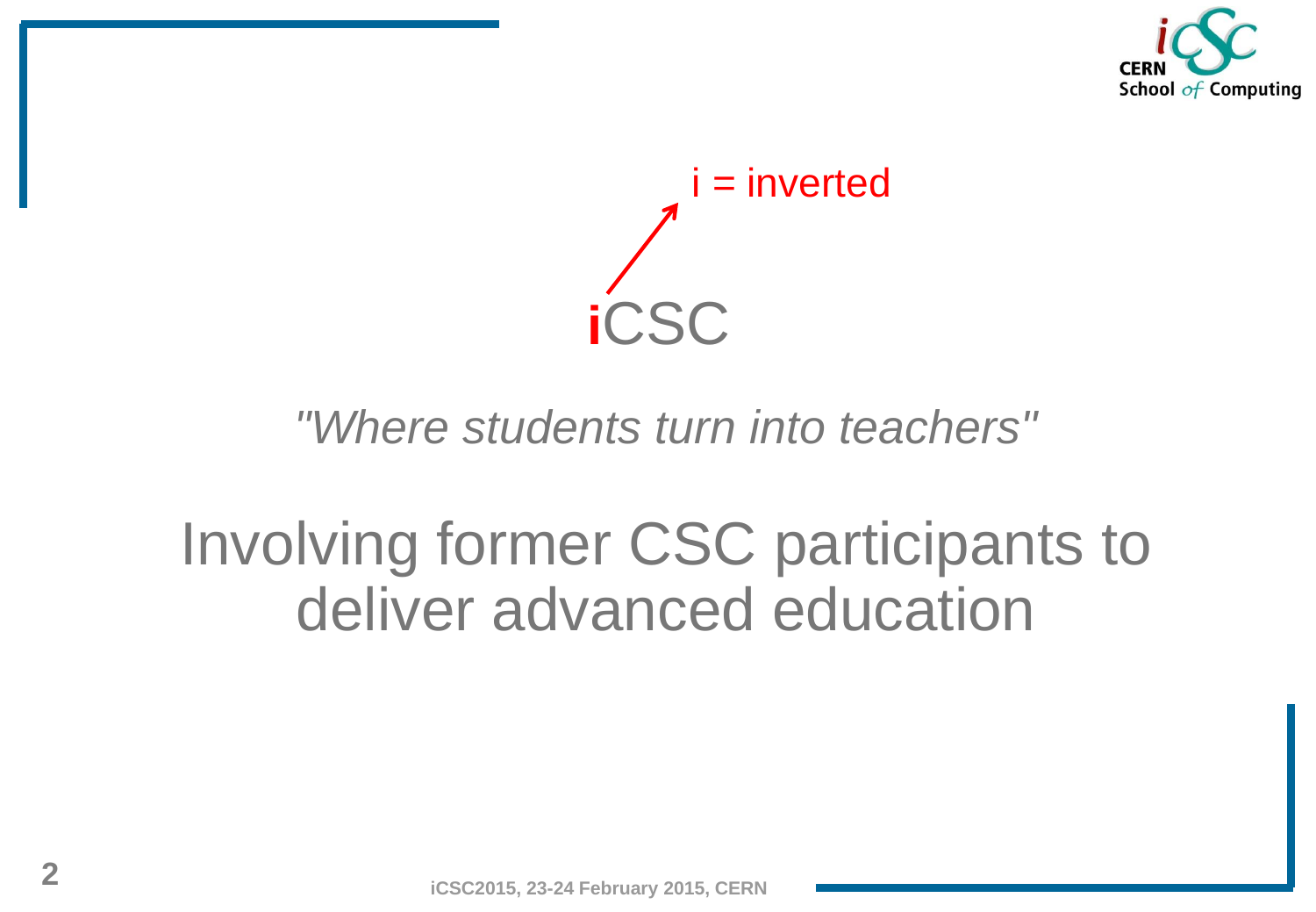i = inverted

# iCSC

*"Where students turn into teachers"*

Involving former CSC participants to deliver advanced education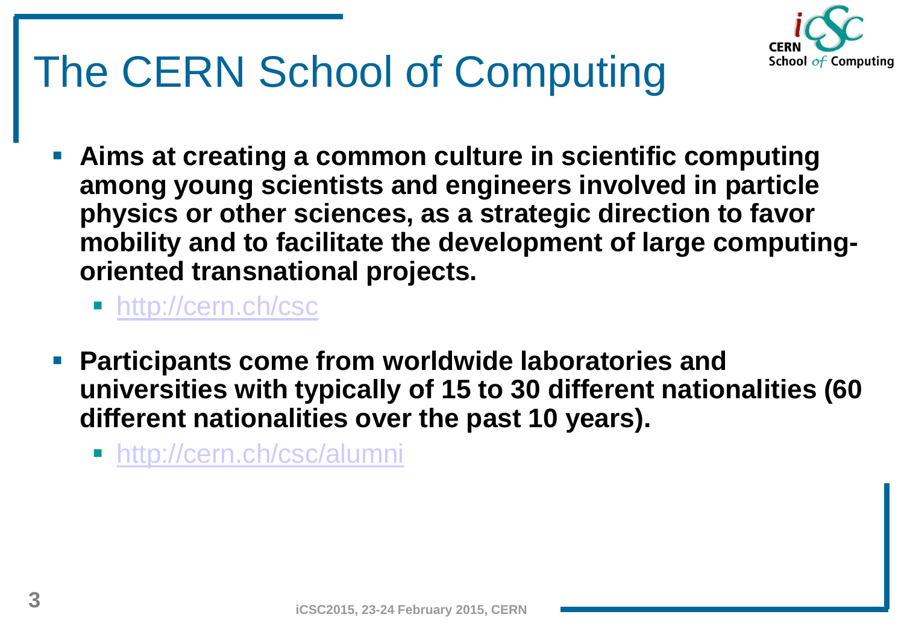# The CERN School of Computing

- **Aims at creating a common culture in scientific computing among young scientists and engineers involved in particle physics or other sciences, as a strategic direction to favor mobility and to facilitate the development of large computing-oriented transnational projects.**
  - http://cern.ch/csc
- **Participants come from worldwide laboratories and universities with typically of 15 to 30 different nationalities (60 different nationalities over the past 10 years).**
  - http://cern.ch/csc/alumni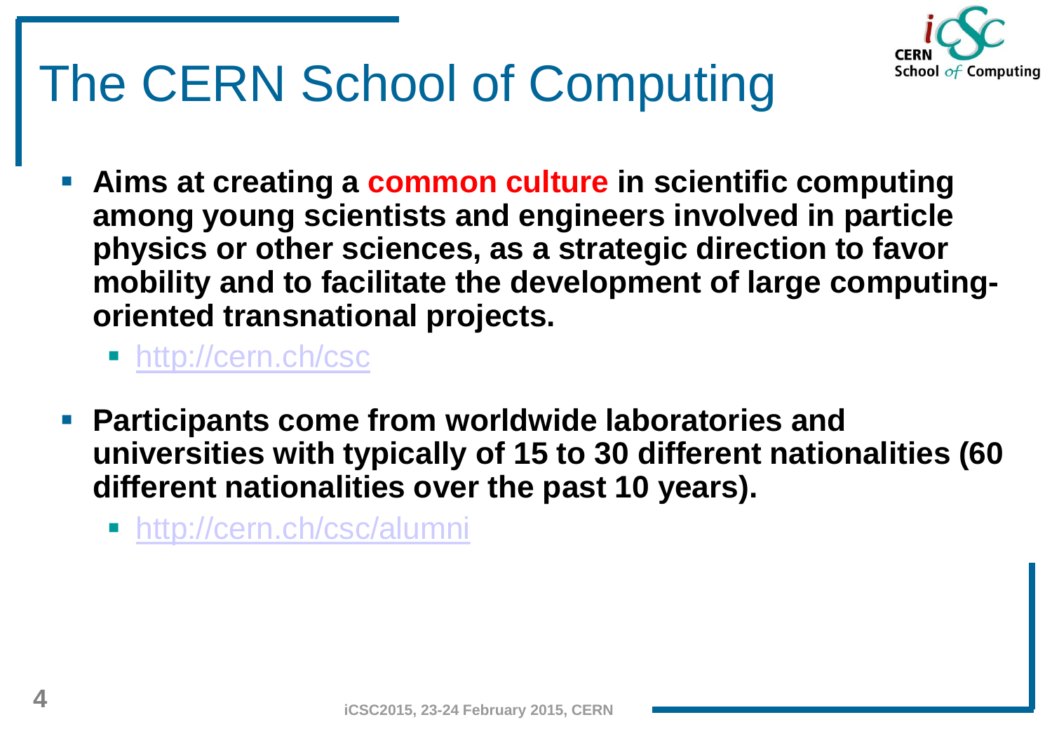# The CERN School of Computing

- **Aims at creating a common culture in scientific computing among young scientists and engineers involved in particle physics or other sciences, as a strategic direction to favor mobility and to facilitate the development of large computing-oriented transnational projects.**
  - http://cern.ch/csc
- **Participants come from worldwide laboratories and universities with typically of 15 to 30 different nationalities (60 different nationalities over the past 10 years).**
  - http://cern.ch/csc/alumni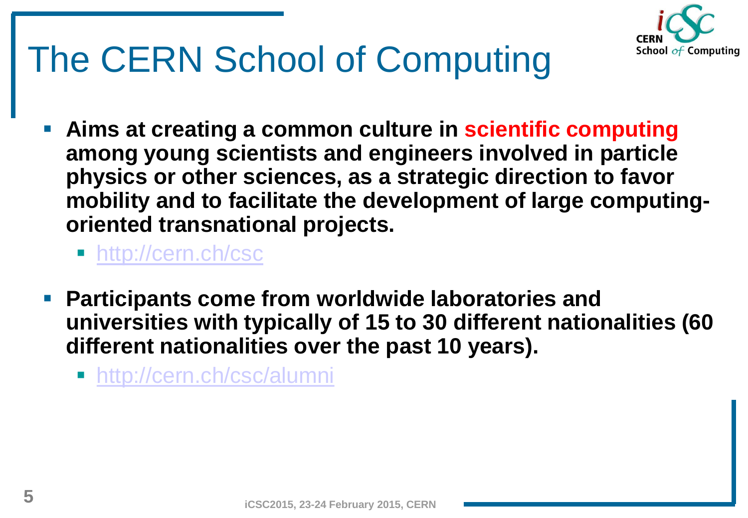# The CERN School of Computing

- **Aims at creating a common culture in scientific computing among young scientists and engineers involved in particle physics or other sciences, as a strategic direction to favor mobility and to facilitate the development of large computing-oriented transnational projects.**
  - http://cern.ch/csc
- **Participants come from worldwide laboratories and universities with typically of 15 to 30 different nationalities (60 different nationalities over the past 10 years).**
  - http://cern.ch/csc/alumni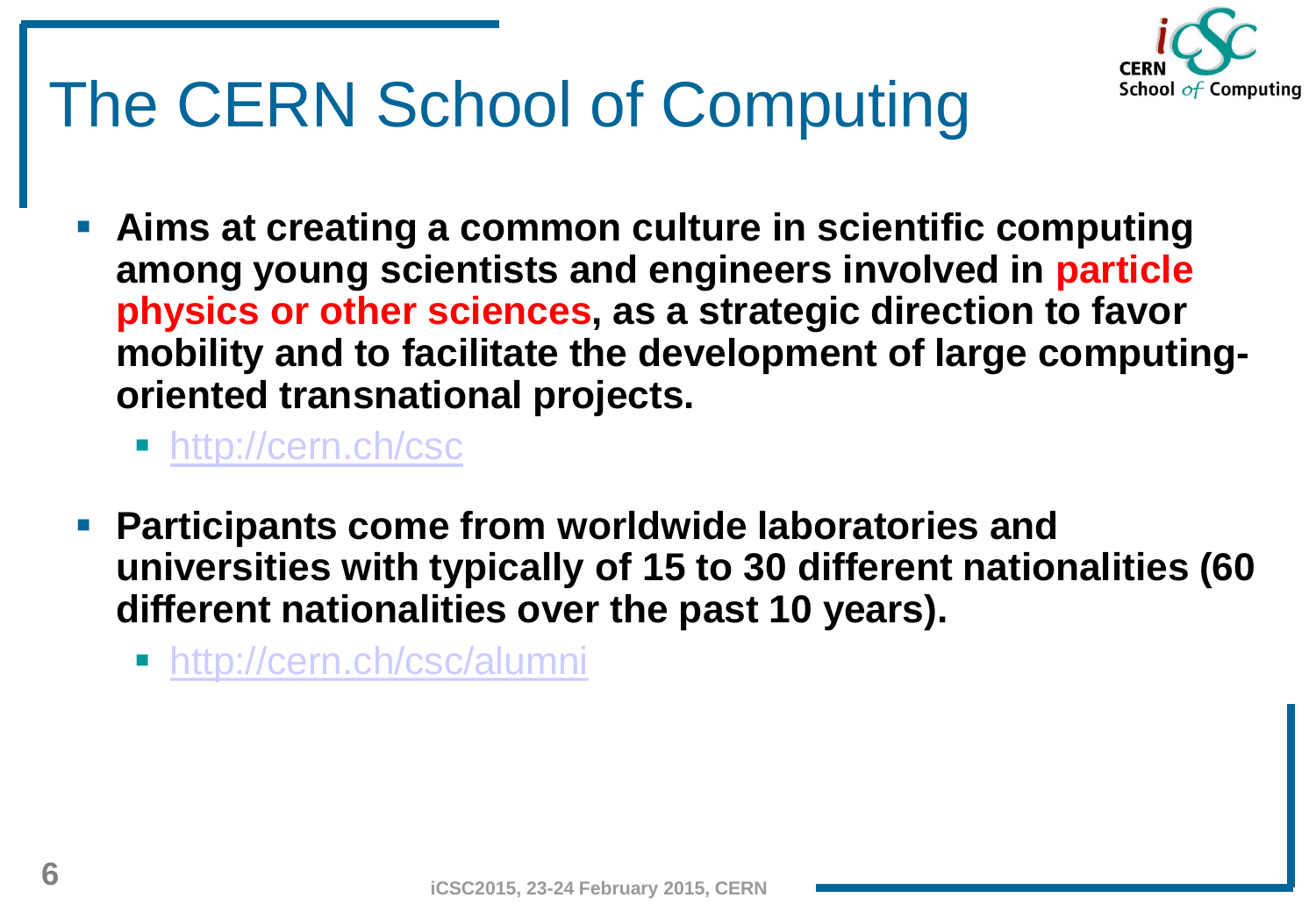# The CERN School of Computing

- **Aims at creating a common culture in scientific computing among young scientists and engineers involved in particle physics or other sciences, as a strategic direction to favor mobility and to facilitate the development of large computing-oriented transnational projects.**
  - http://cern.ch/csc
- **Participants come from worldwide laboratories and universities with typically of 15 to 30 different nationalities (60 different nationalities over the past 10 years).**
  - http://cern.ch/csc/alumni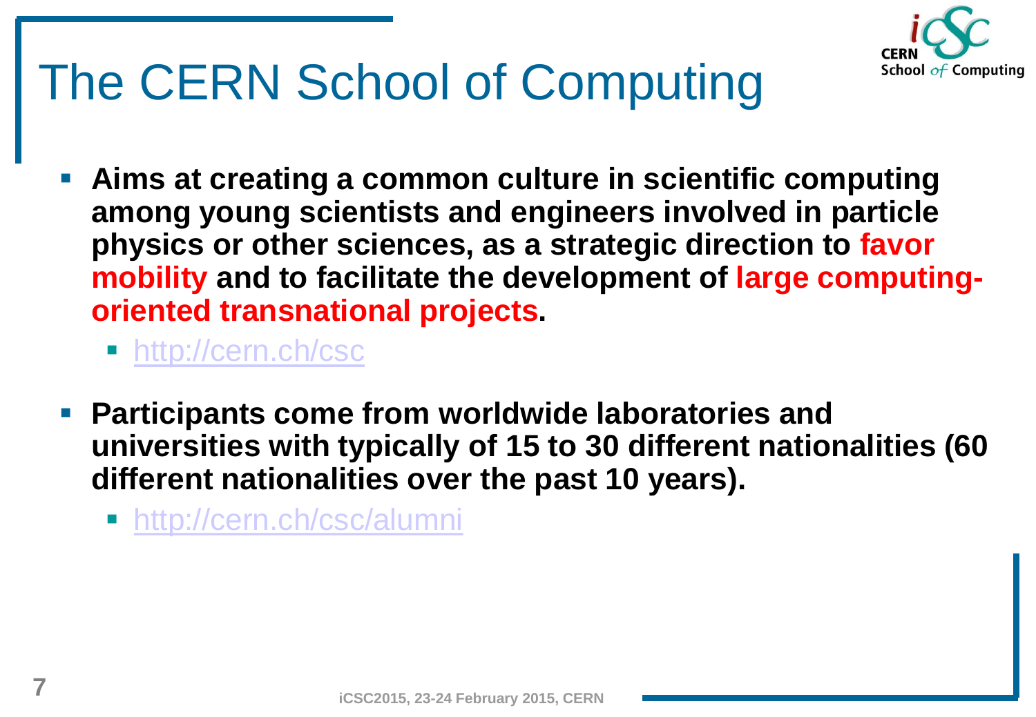# The CERN School of Computing

- **Aims at creating a common culture in scientific computing among young scientists and engineers involved in particle physics or other sciences, as a strategic direction to favor mobility and to facilitate the development of large computing-oriented transnational projects.**
  - http://cern.ch/csc
- **Participants come from worldwide laboratories and universities with typically of 15 to 30 different nationalities (60 different nationalities over the past 10 years).**
  - http://cern.ch/csc/alumni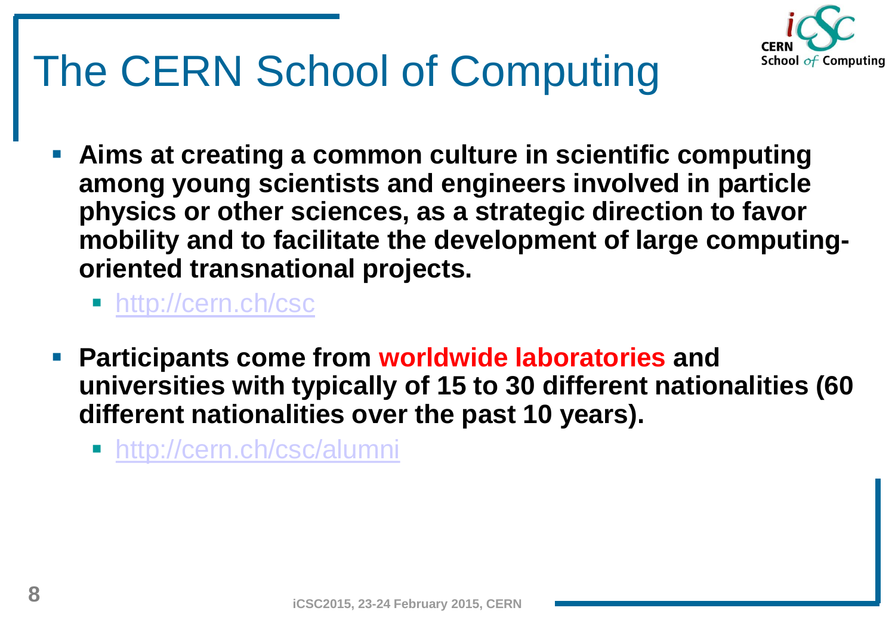# The CERN School of Computing

- **Aims at creating a common culture in scientific computing among young scientists and engineers involved in particle physics or other sciences, as a strategic direction to favor mobility and to facilitate the development of large computing-oriented transnational projects.**
  - http://cern.ch/csc
- **Participants come from worldwide laboratories and universities with typically of 15 to 30 different nationalities (60 different nationalities over the past 10 years).**
  - http://cern.ch/csc/alumni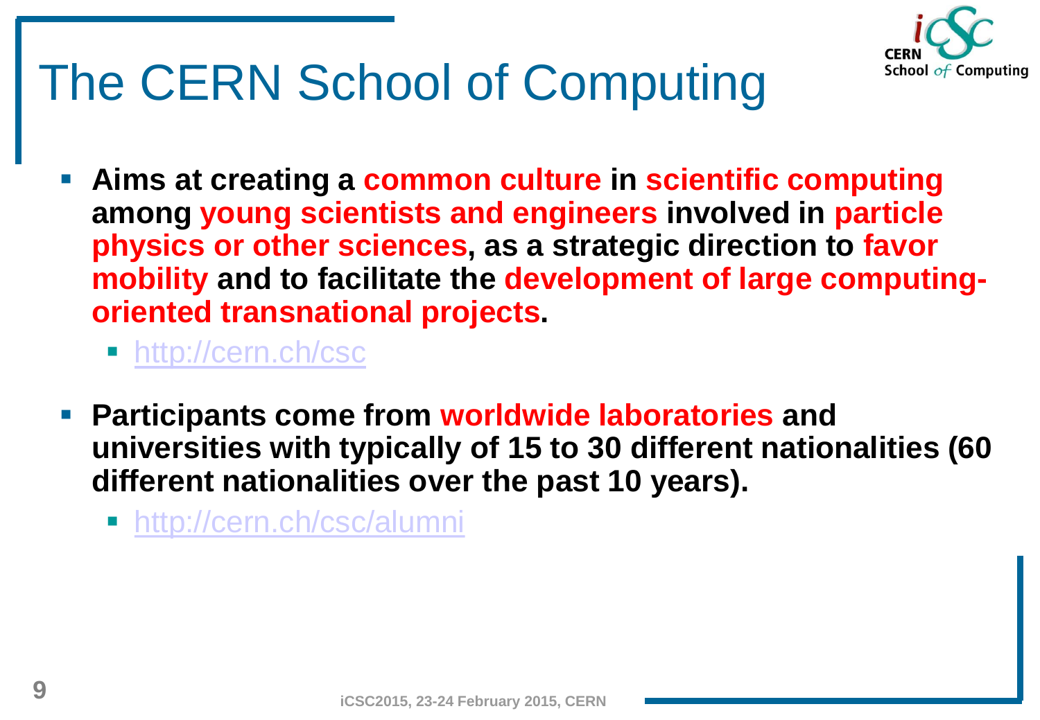# The CERN School of Computing

- **Aims at creating a common culture in scientific computing among young scientists and engineers involved in particle physics or other sciences, as a strategic direction to favor mobility and to facilitate the development of large computing-oriented transnational projects.**
  - http://cern.ch/csc
- **Participants come from worldwide laboratories and universities with typically of 15 to 30 different nationalities (60 different nationalities over the past 10 years).**
  - http://cern.ch/csc/alumni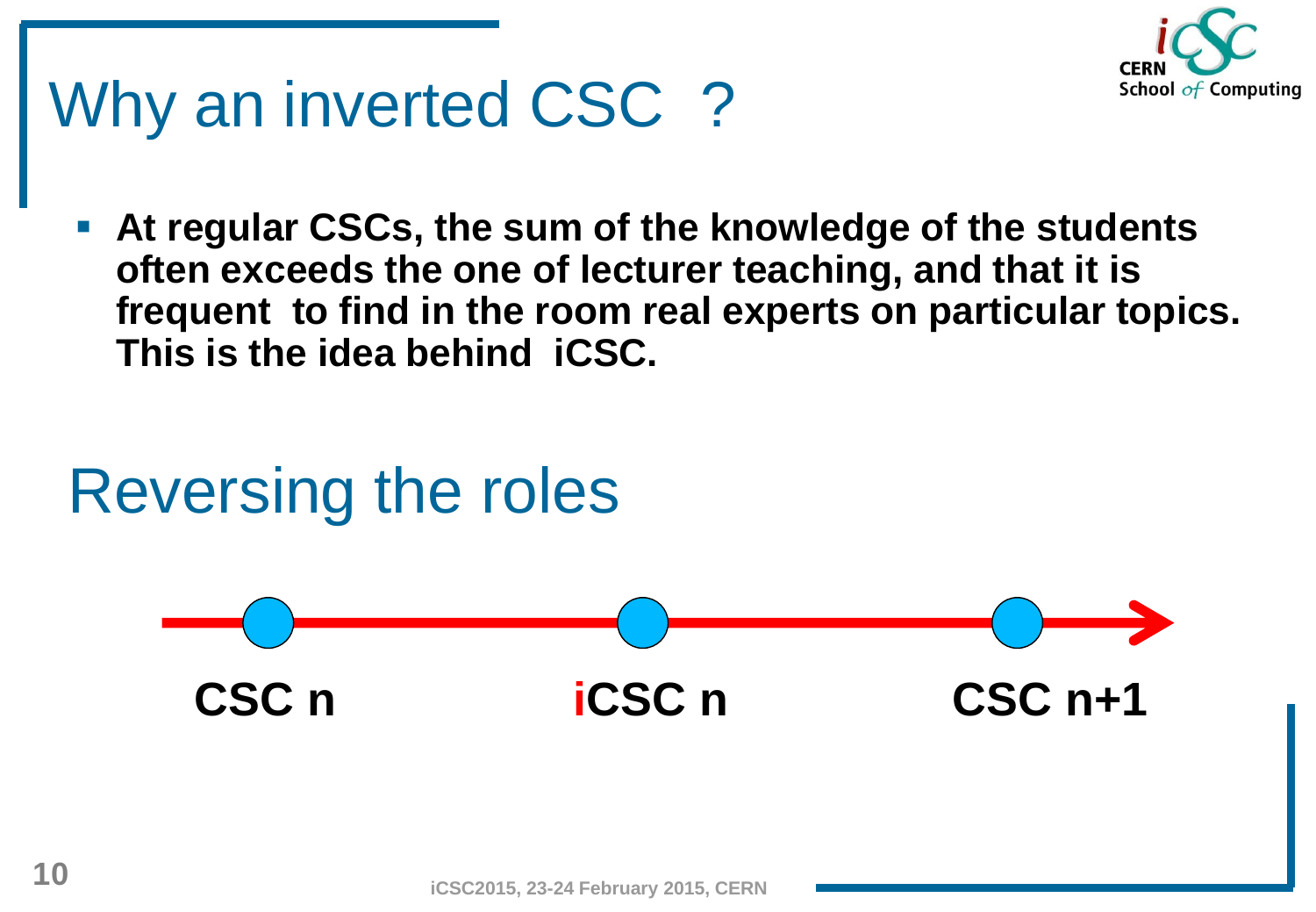# Why an inverted CSC ?

- **At regular CSCs, the sum of the knowledge of the students often exceeds the one of lecturer teaching, and that it is frequent to find in the room real experts on particular topics. This is the idea behind iCSC.**

# Reversing the roles

**CSC n** → **iCSC n** → **CSC n+1**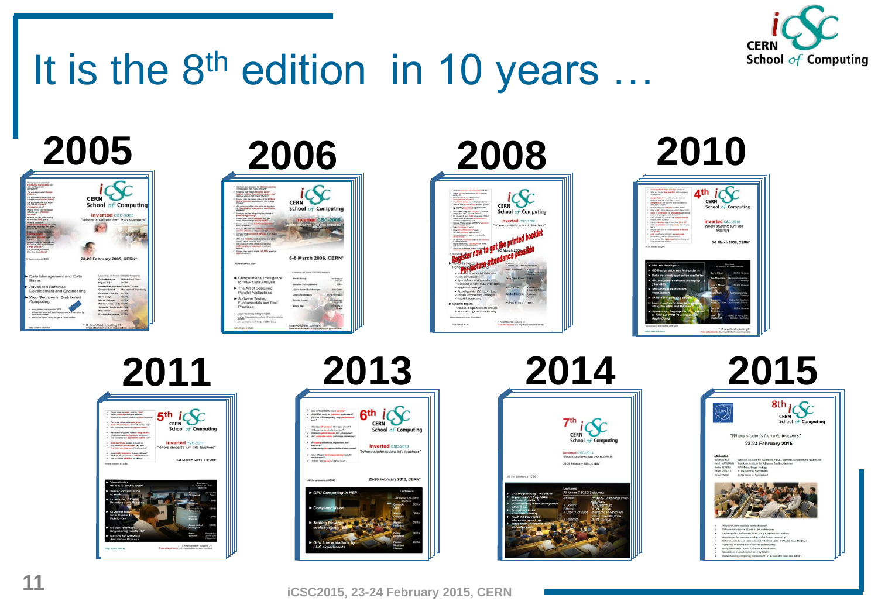# It is the 8th edition in 10 years …

2005

2006

2008

2010

2011

2013

2014

2015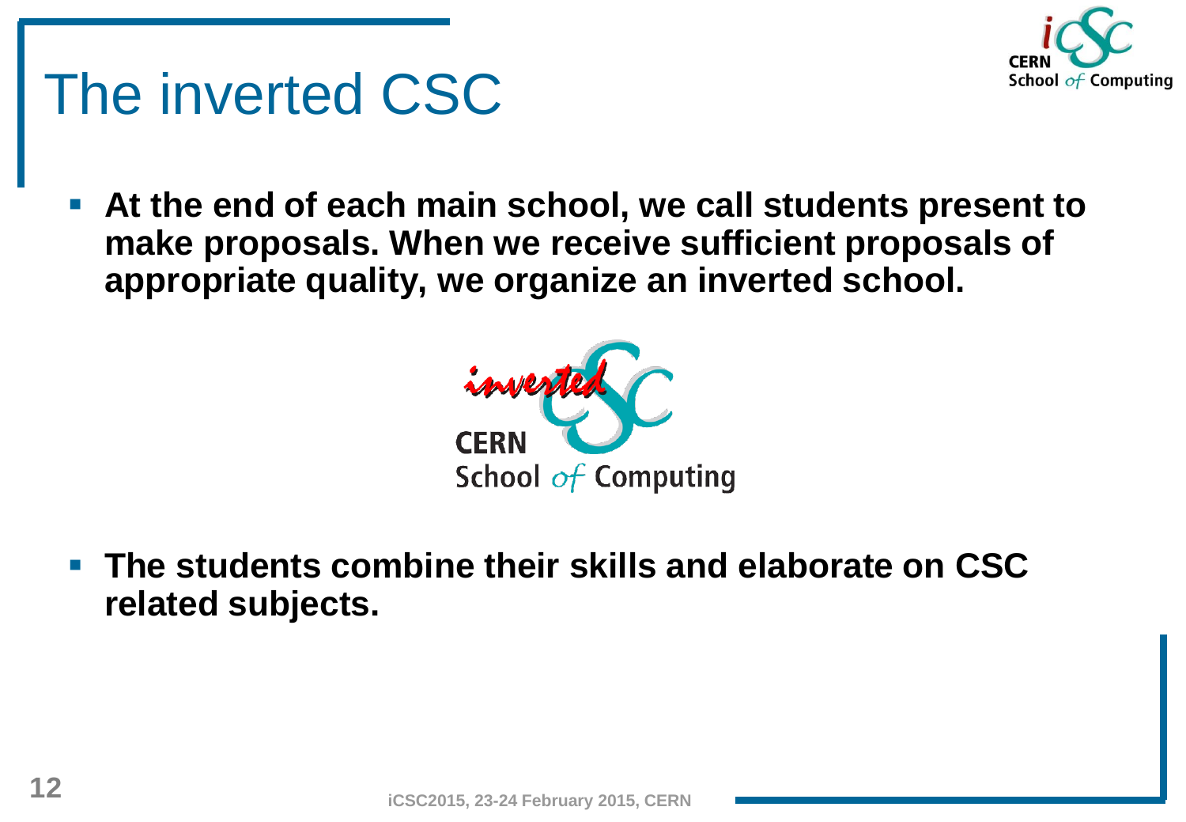# The inverted CSC

- **At the end of each main school, we call students present to make proposals. When we receive sufficient proposals of appropriate quality, we organize an inverted school.**

- **The students combine their skills and elaborate on CSC related subjects.**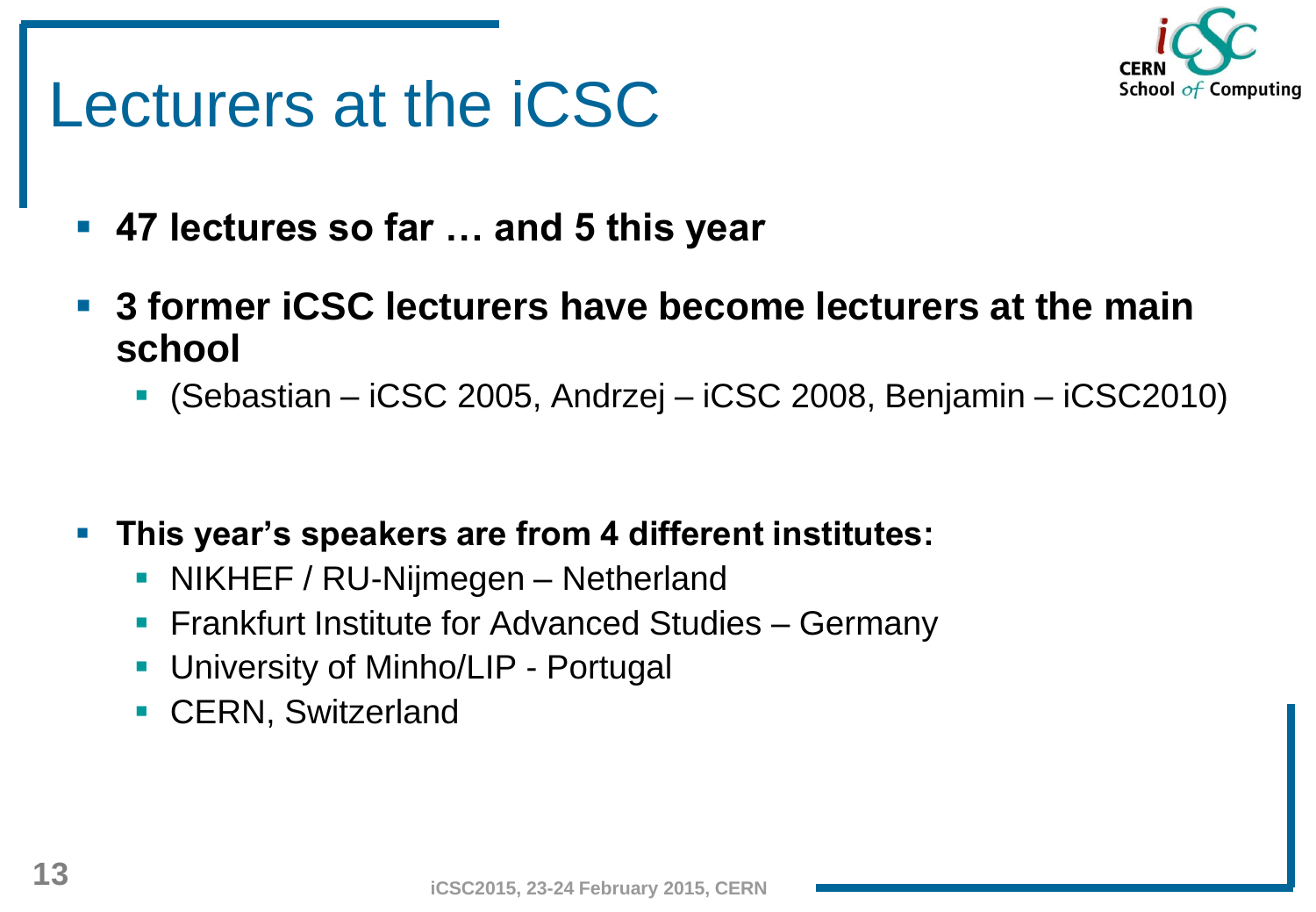# Lecturers at the iCSC

- **47 lectures so far … and 5 this year**
- **3 former iCSC lecturers have become lecturers at the main school**
  - (Sebastian – iCSC 2005, Andrzej – iCSC 2008, Benjamin – iCSC2010)
- **This year's speakers are from 4 different institutes:**
  - NIKHEF / RU-Nijmegen – Netherland
  - Frankfurt Institute for Advanced Studies – Germany
  - University of Minho/LIP - Portugal
  - CERN, Switzerland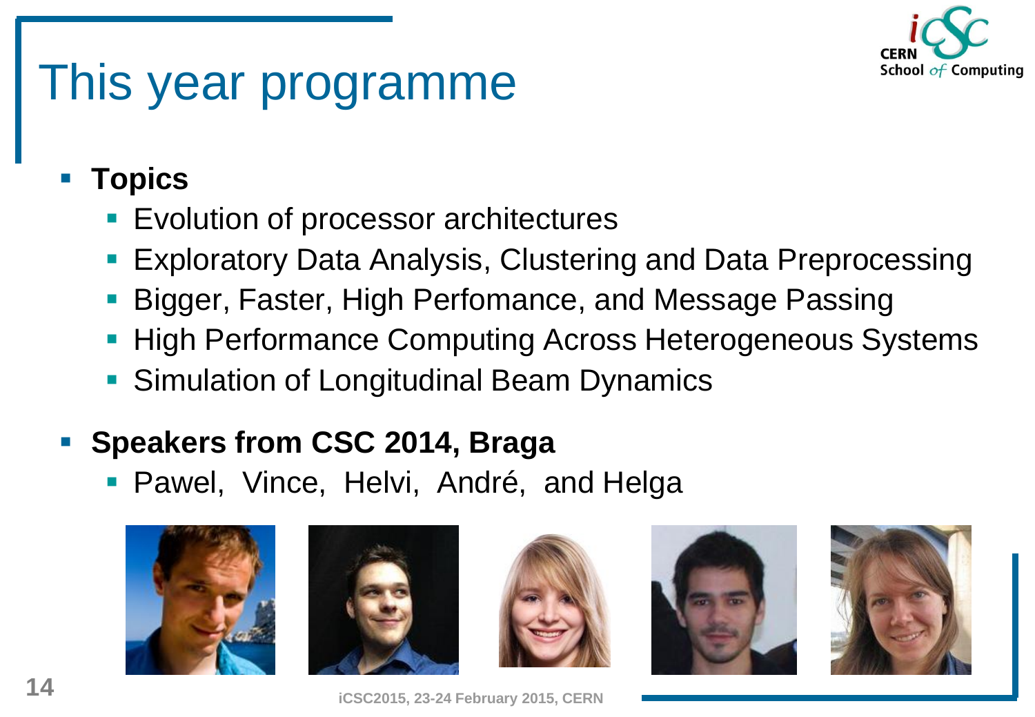# This year programme

- **Topics**
  - Evolution of processor architectures
  - Exploratory Data Analysis, Clustering and Data Preprocessing
  - Bigger, Faster, High Perfomance, and Message Passing
  - High Performance Computing Across Heterogeneous Systems
  - Simulation of Longitudinal Beam Dynamics
- **Speakers from CSC 2014, Braga**
  - Pawel, Vince, Helvi, André, and Helga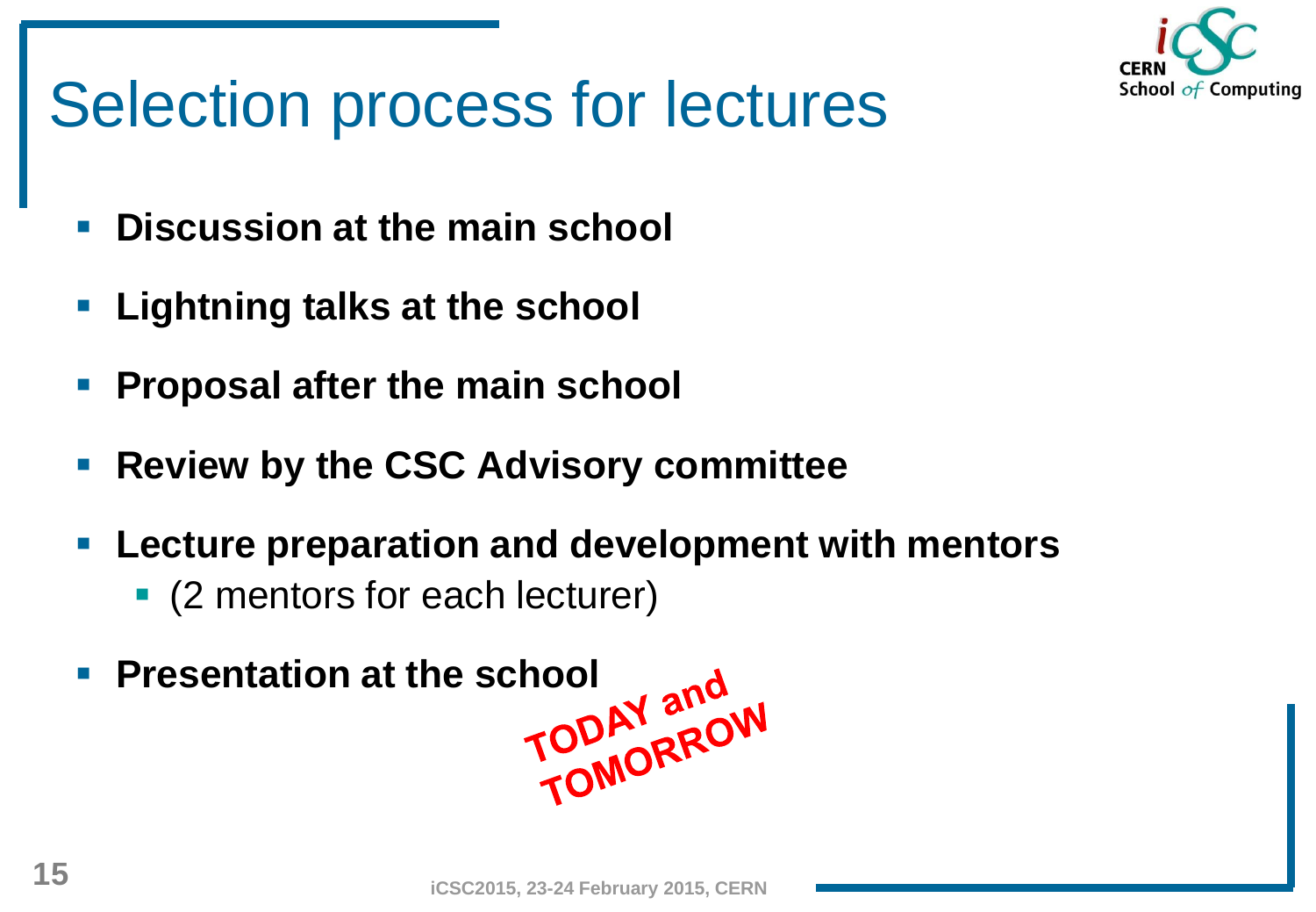# Selection process for lectures

- **Discussion at the main school**
- **Lightning talks at the school**
- **Proposal after the main school**
- **Review by the CSC Advisory committee**
- **Lecture preparation and development with mentors**
  - (2 mentors for each lecturer)
- **Presentation at the school**

**TODAY and TOMORROW**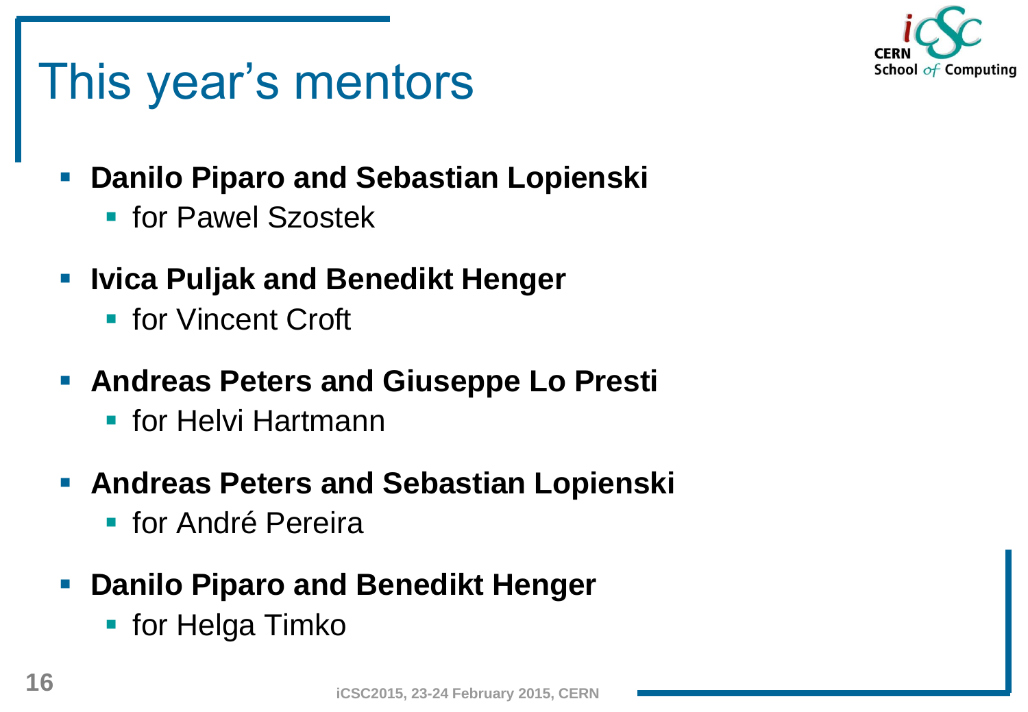# This year's mentors

- **Danilo Piparo and Sebastian Lopienski**
  - for Pawel Szostek
- **Ivica Puljak and Benedikt Henger**
  - for Vincent Croft
- **Andreas Peters and Giuseppe Lo Presti**
  - for Helvi Hartmann
- **Andreas Peters and Sebastian Lopienski**
  - for André Pereira
- **Danilo Piparo and Benedikt Henger**
  - for Helga Timko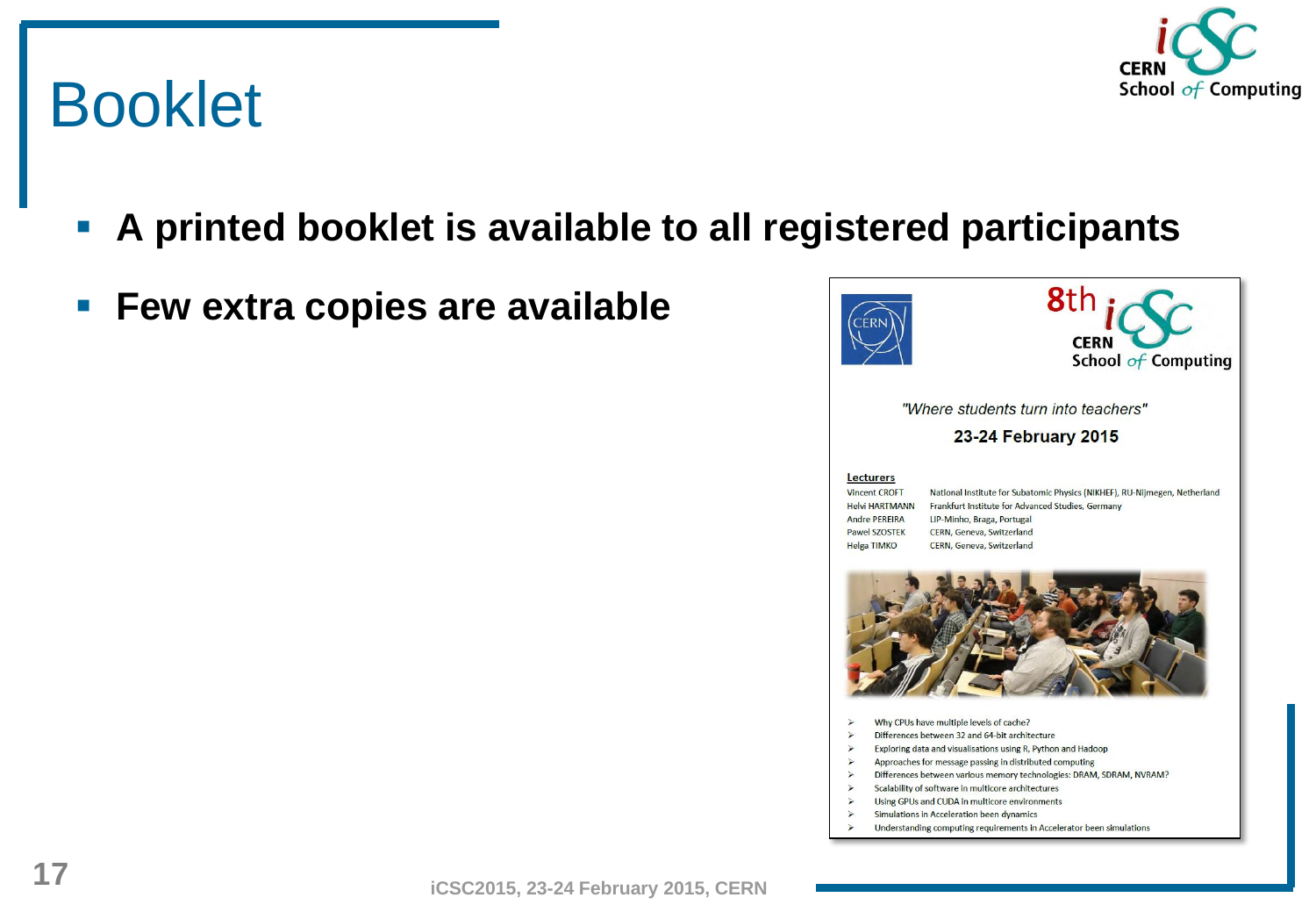# Booklet

- **A printed booklet is available to all registered participants**
- **Few extra copies are available**

8th iCSC CERN School of Computing

*"Where students turn into teachers"*

**23-24 February 2015**

**Lecturers**

| | |
|---|---|
| Vincent CROFT | National Institute for Subatomic Physics (NIKHEF), RU-Nijmegen, Netherland |
| Helvi HARTMANN | Frankfurt Institute for Advanced Studies, Germany |
| Andre PEREIRA | LIP-Minho, Braga, Portugal |
| Pawel SZOSTEK | CERN, Geneva, Switzerland |
| Helga TIMKO | CERN, Geneva, Switzerland |

- Why CPUs have multiple levels of cache?
- Differences between 32 and 64-bit architecture
- Exploring data and visualisations using R, Python and Hadoop
- Approaches for message passing in distributed computing
- Differences between various memory technologies: DRAM, SDRAM, NVRAM?
- Scalability of software in multicore architectures
- Using GPUs and CUDA in multicore environments
- Simulations in Acceleration been dynamics
- Understanding computing requirements in Accelerator been simulations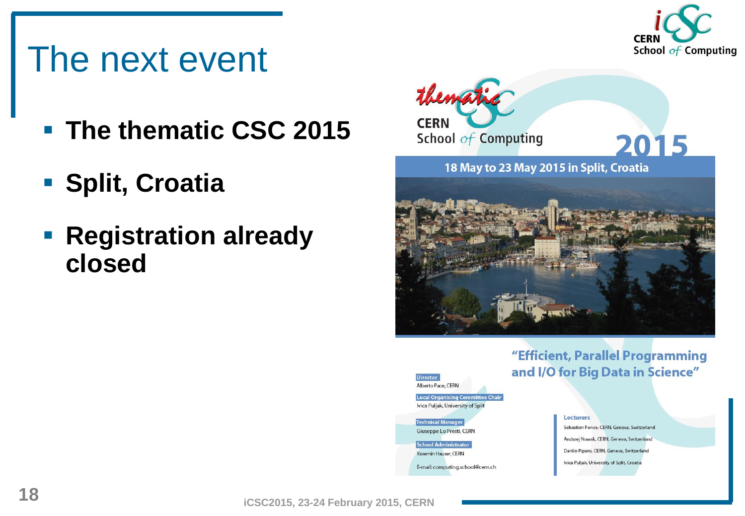# The next event

- **The thematic CSC 2015**
- **Split, Croatia**
- **Registration already closed**

thematic CERN School of Computing **2015**

**18 May to 23 May 2015 in Split, Croatia**

**"Efficient, Parallel Programming and I/O for Big Data in Science"**

**Director**
Alberto Pace, CERN

**Local Organising Committee Chair**
Ivica Puljak, University of Split

**Technical Manager**
Giuseppe Lo Presti, CERN

**School Administrator**
Yasemin Hauser, CERN

E-mail: computing.school@cern.ch

**Lecturers**
Sebastien Ponce, CERN, Geneva, Switzerland
Andrzej Nowak, CERN, Geneva, Switzerland
Danilo Piparo, CERN, Geneva, Switzerland
Ivica Puljak, University of Split, Croatia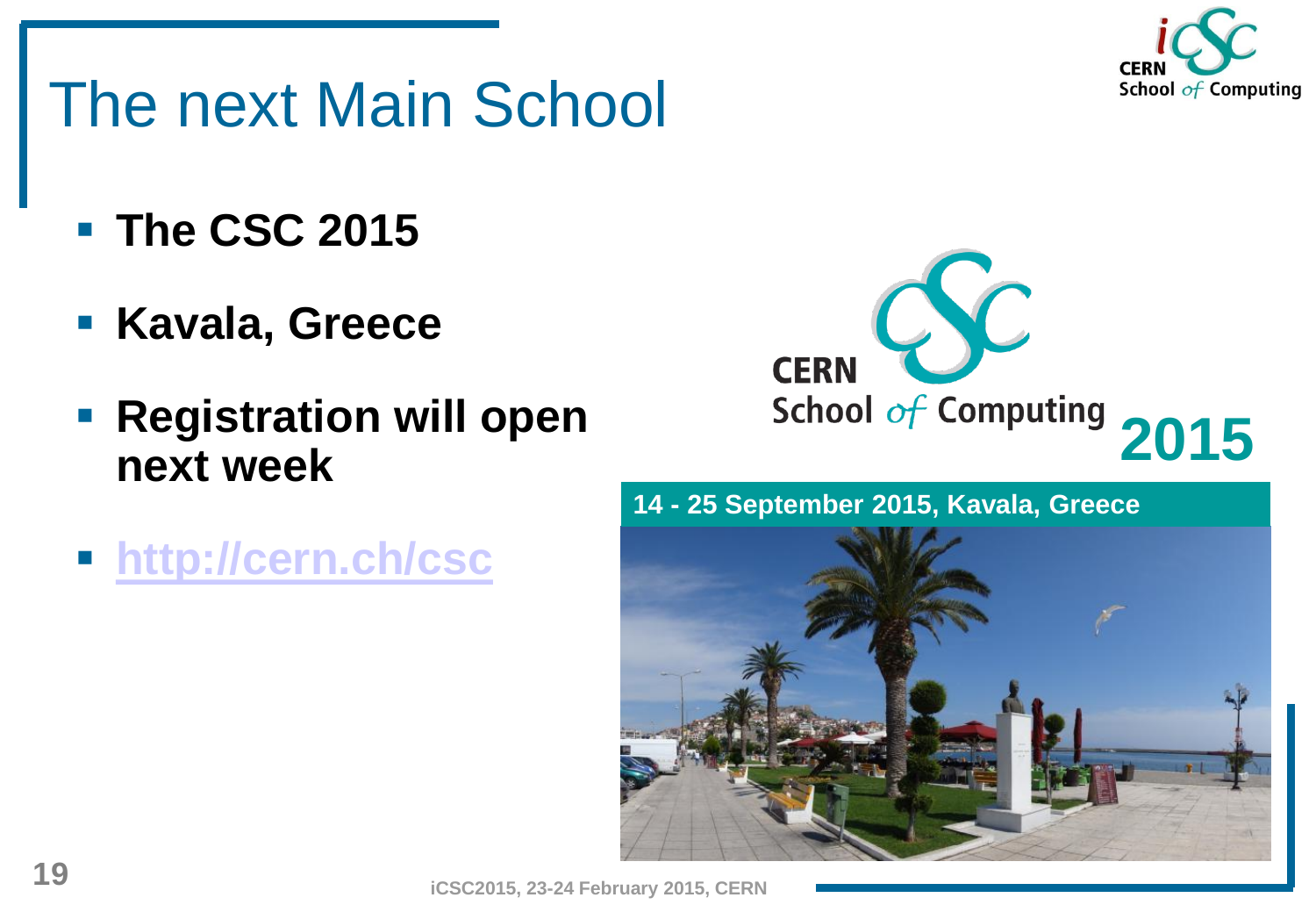# The next Main School

- **The CSC 2015**
- **Kavala, Greece**
- **Registration will open next week**
- **http://cern.ch/csc**

CERN School of Computing **2015**

**14 - 25 September 2015, Kavala, Greece**